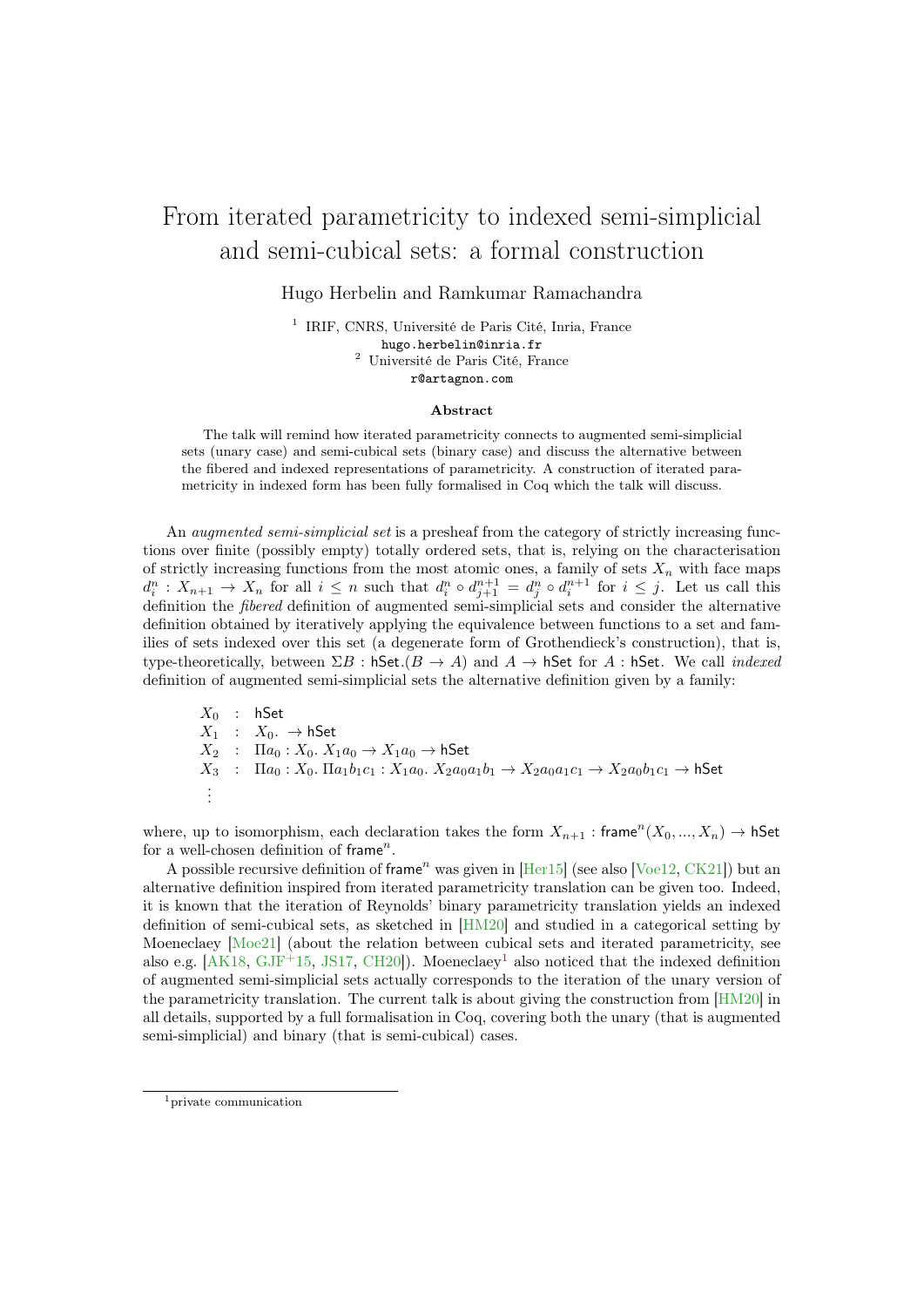# From iterated parametricity to indexed semi-simplicial and semi-cubical sets: a formal construction

Hugo Herbelin and Ramkumar Ramachandra

[1] IRIF, CNRS, Université de Paris Cité, Inria, France
hugo.herbelin@inria.fr
[2] Université de Paris Cité, France
r@artagnon.com

**Abstract**

The talk will remind how iterated parametricity connects to augmented semi-simplicial sets (unary case) and semi-cubical sets (binary case) and discuss the alternative between the fibered and indexed representations of parametricity. A construction of iterated parametricity in indexed form has been fully formalised in Coq which the talk will discuss.

An *augmented semi-simplicial set* is a presheaf from the category of strictly increasing functions over finite (possibly empty) totally ordered sets, that is, relying on the characterisation of strictly increasing functions from the most atomic ones, a family of sets $X_n$ with face maps $d_i^n : X_{n+1} \to X_n$ for all $i \leq n$ such that $d_i^n \circ d_{j+1}^{n+1} = d_j^n \circ d_i^{n+1}$ for $i \leq j$. Let us call this definition the *fibered* definition of augmented semi-simplicial sets and consider the alternative definition obtained by iteratively applying the equivalence between functions to a set and families of sets indexed over this set (a degenerate form of Grothendieck's construction), that is, type-theoretically, between $\Sigma B : \mathsf{hSet}.(B \to A)$ and $A \to \mathsf{hSet}$ for $A : \mathsf{hSet}$. We call *indexed* definition of augmented semi-simplicial sets the alternative definition given by a family:

$$
\begin{array}{lll}
X_0 & : & \mathsf{hSet} \\
X_1 & : & X_0. \to \mathsf{hSet} \\
X_2 & : & \Pi a_0 : X_0.\ X_1 a_0 \to X_1 a_0 \to \mathsf{hSet} \\
X_3 & : & \Pi a_0 : X_0.\ \Pi a_1 b_1 c_1 : X_1 a_0.\ X_2 a_0 a_1 b_1 \to X_2 a_0 a_1 c_1 \to X_2 a_0 b_1 c_1 \to \mathsf{hSet} \\
\vdots & &
\end{array}
$$

where, up to isomorphism, each declaration takes the form $X_{n+1} : \mathsf{frame}^n(X_0, ..., X_n) \to \mathsf{hSet}$ for a well-chosen definition of $\mathsf{frame}^n$.

A possible recursive definition of $\mathsf{frame}^n$ was given in [Her15] (see also [Voe12, CK21]) but an alternative definition inspired from iterated parametricity translation can be given too. Indeed, it is known that the iteration of Reynolds' binary parametricity translation yields an indexed definition of semi-cubical sets, as sketched in [HM20] and studied in a categorical setting by Moeneclaey [Moe21] (about the relation between cubical sets and iterated parametricity, see also e.g. [AK18, GJF+15, JS17, CH20]). Moeneclaey[1] also noticed that the indexed definition of augmented semi-simplicial sets actually corresponds to the iteration of the unary version of the parametricity translation. The current talk is about giving the construction from [HM20] in all details, supported by a full formalisation in Coq, covering both the unary (that is augmented semi-simplicial) and binary (that is semi-cubical) cases.

[1] private communication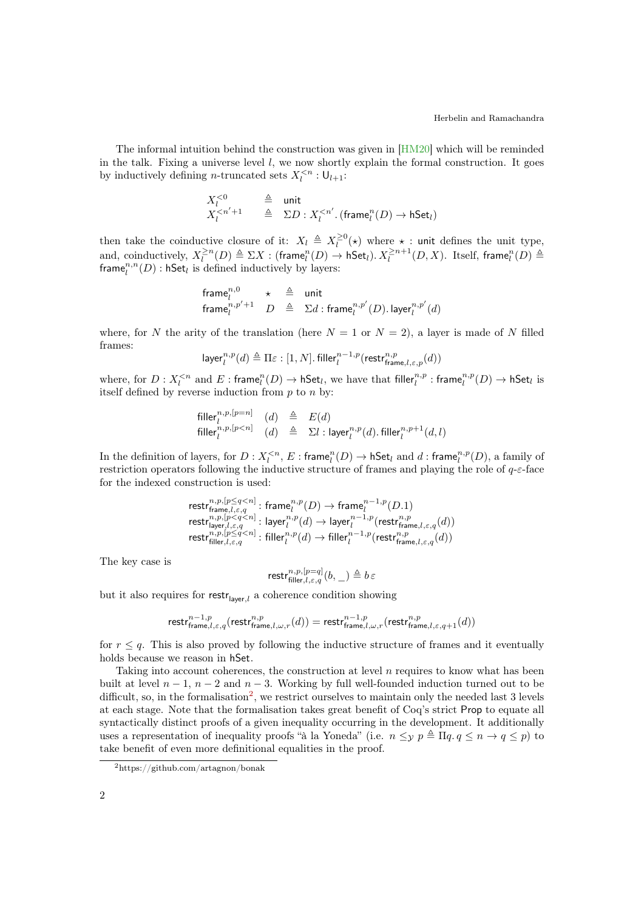The informal intuition behind the construction was given in [HM20] which will be reminded in the talk. Fixing a universe level $l$, we now shortly explain the formal construction. It goes by inductively defining $n$-truncated sets $X_l^{<n} : \mathsf{U}_{l+1}$:

$$
\begin{array}{lll}
X_l^{<0} & \triangleq & \mathsf{unit} \\
X_l^{<n'+1} & \triangleq & \Sigma D : X_l^{<n'}.\, (\mathsf{frame}_l^n(D) \to \mathsf{hSet}_l)
\end{array}
$$

then take the coinductive closure of it: $X_l \triangleq X_l^{\geq 0}(\star)$ where $\star$ : unit defines the unit type, and, coinductively, $X_l^{\geq n}(D) \triangleq \Sigma X : (\mathsf{frame}_l^n(D) \to \mathsf{hSet}_l).\, X_l^{\geq n+1}(D, X)$. Itself, $\mathsf{frame}_l^n(D) \triangleq \mathsf{frame}_l^{n,n}(D) : \mathsf{hSet}_l$ is defined inductively by layers:

$$
\begin{array}{llll}
\mathsf{frame}_l^{n,0} & \star & \triangleq & \mathsf{unit} \\
\mathsf{frame}_l^{n,p'+1} & D & \triangleq & \Sigma d : \mathsf{frame}_l^{n,p'}(D).\, \mathsf{layer}_l^{n,p'}(d)
\end{array}
$$

where, for $N$ the arity of the translation (here $N = 1$ or $N = 2$), a layer is made of $N$ filled frames:

$$\mathsf{layer}_l^{n,p}(d) \triangleq \Pi\varepsilon : [1, N].\, \mathsf{filler}_l^{n-1,p}(\mathsf{restr}_{\mathsf{frame},l,\varepsilon,p}^{n,p}(d))$$

where, for $D : X_l^{<n}$ and $E : \mathsf{frame}_l^n(D) \to \mathsf{hSet}_l$, we have that $\mathsf{filler}_l^{n,p} : \mathsf{frame}_l^{n,p}(D) \to \mathsf{hSet}_l$ is itself defined by reverse induction from $p$ to $n$ by:

$$
\begin{array}{llll}
\mathsf{filler}_l^{n,p,[p=n]} & (d) & \triangleq & E(d) \\
\mathsf{filler}_l^{n,p,[p<n]} & (d) & \triangleq & \Sigma l : \mathsf{layer}_l^{n,p}(d).\, \mathsf{filler}_l^{n,p+1}(d, l)
\end{array}
$$

In the definition of layers, for $D : X_l^{<n}$, $E : \mathsf{frame}_l^n(D) \to \mathsf{hSet}_l$ and $d : \mathsf{frame}_l^{n,p}(D)$, a family of restriction operators following the inductive structure of frames and playing the role of $q$-$\varepsilon$-face for the indexed construction is used:

$$
\begin{array}{l}
\mathsf{restr}_{\mathsf{frame},l,\varepsilon,q}^{n,p,[p\leq q<n]} : \mathsf{frame}_l^{n,p}(D) \to \mathsf{frame}_l^{n-1,p}(D.1) \\
\mathsf{restr}_{\mathsf{layer},l,\varepsilon,q}^{n,p,[p<q<n]} : \mathsf{layer}_l^{n,p}(d) \to \mathsf{layer}_l^{n-1,p}(\mathsf{restr}_{\mathsf{frame},l,\varepsilon,q}^{n,p}(d)) \\
\mathsf{restr}_{\mathsf{filler},l,\varepsilon,q}^{n,p,[p\leq q<n]} : \mathsf{filler}_l^{n,p}(d) \to \mathsf{filler}_l^{n-1,p}(\mathsf{restr}_{\mathsf{frame},l,\varepsilon,q}^{n,p}(d))
\end{array}
$$

The key case is

$$\mathsf{restr}_{\mathsf{filler},l,\varepsilon,q}^{n,p,[p=q]}(b, \_) \triangleq b\,\varepsilon$$

but it also requires for $\mathsf{restr}_{\mathsf{layer},l}$ a coherence condition showing

$$\mathsf{restr}_{\mathsf{frame},l,\varepsilon,q}^{n-1,p}(\mathsf{restr}_{\mathsf{frame},l,\omega,r}^{n,p}(d)) = \mathsf{restr}_{\mathsf{frame},l,\omega,r}^{n-1,p}(\mathsf{restr}_{\mathsf{frame},l,\varepsilon,q+1}^{n,p}(d))$$

for $r \leq q$. This is also proved by following the inductive structure of frames and it eventually holds because we reason in hSet.

Taking into account coherences, the construction at level $n$ requires to know what has been built at level $n-1$, $n-2$ and $n-3$. Working by full well-founded induction turned out to be difficult, so, in the formalisation[2], we restrict ourselves to maintain only the needed last 3 levels at each stage. Note that the formalisation takes great benefit of Coq's strict Prop to equate all syntactically distinct proofs of a given inequality occurring in the development. It additionally uses a representation of inequality proofs "à la Yoneda" (i.e. $n \leq_{\mathcal{Y}} p \triangleq \Pi q.\, q \leq n \to q \leq p$) to take benefit of even more definitional equalities in the proof.

[2] https://github.com/artagnon/bonak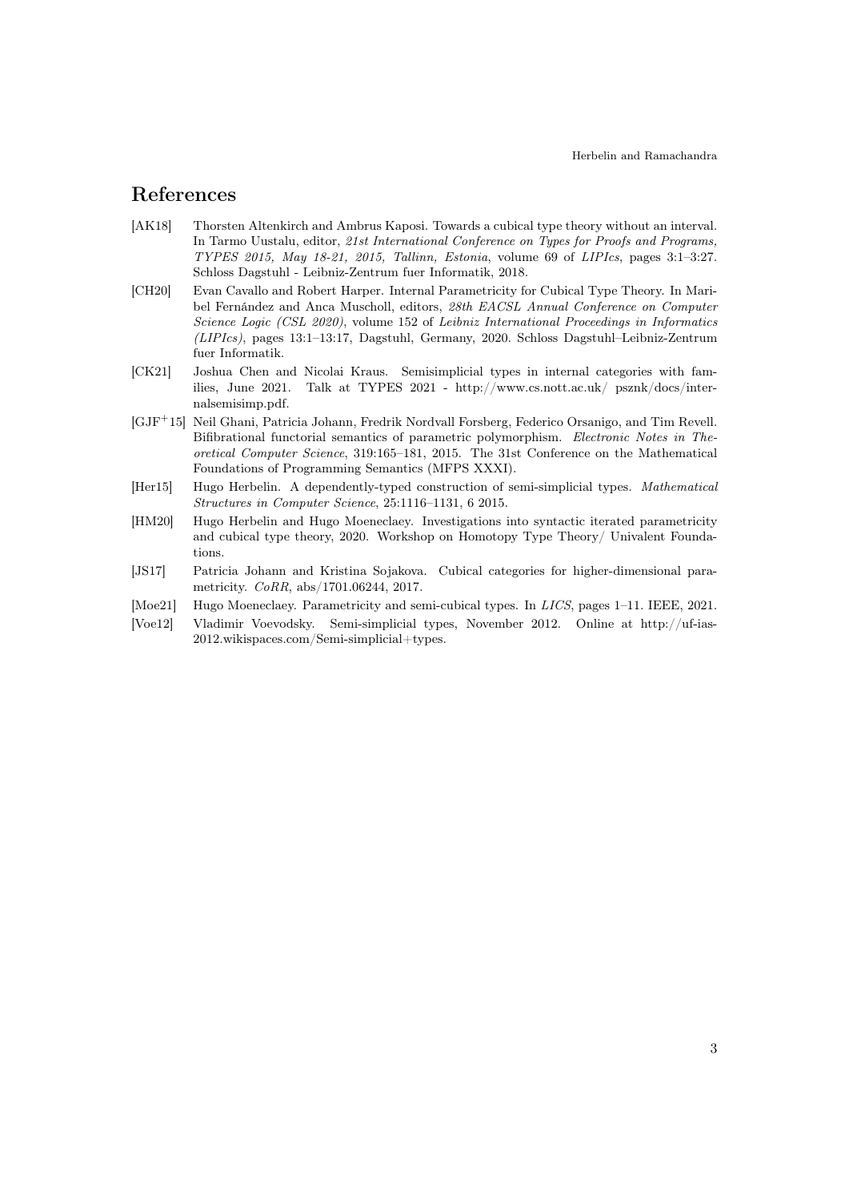## References

[AK18] Thorsten Altenkirch and Ambrus Kaposi. Towards a cubical type theory without an interval. In Tarmo Uustalu, editor, *21st International Conference on Types for Proofs and Programs, TYPES 2015, May 18-21, 2015, Tallinn, Estonia*, volume 69 of *LIPIcs*, pages 3:1–3:27. Schloss Dagstuhl - Leibniz-Zentrum fuer Informatik, 2018.

[CH20] Evan Cavallo and Robert Harper. Internal Parametricity for Cubical Type Theory. In Maribel Fernández and Anca Muscholl, editors, *28th EACSL Annual Conference on Computer Science Logic (CSL 2020)*, volume 152 of *Leibniz International Proceedings in Informatics (LIPIcs)*, pages 13:1–13:17, Dagstuhl, Germany, 2020. Schloss Dagstuhl–Leibniz-Zentrum fuer Informatik.

[CK21] Joshua Chen and Nicolai Kraus. Semisimplicial types in internal categories with families, June 2021. Talk at TYPES 2021 - http://www.cs.nott.ac.uk/ psznk/docs/internalsemisimp.pdf.

[GJF+15] Neil Ghani, Patricia Johann, Fredrik Nordvall Forsberg, Federico Orsanigo, and Tim Revell. Bifibrational functorial semantics of parametric polymorphism. *Electronic Notes in Theoretical Computer Science*, 319:165–181, 2015. The 31st Conference on the Mathematical Foundations of Programming Semantics (MFPS XXXI).

[Her15] Hugo Herbelin. A dependently-typed construction of semi-simplicial types. *Mathematical Structures in Computer Science*, 25:1116–1131, 6 2015.

[HM20] Hugo Herbelin and Hugo Moeneclaey. Investigations into syntactic iterated parametricity and cubical type theory, 2020. Workshop on Homotopy Type Theory/ Univalent Foundations.

[JS17] Patricia Johann and Kristina Sojakova. Cubical categories for higher-dimensional parametricity. *CoRR*, abs/1701.06244, 2017.

[Moe21] Hugo Moeneclaey. Parametricity and semi-cubical types. In *LICS*, pages 1–11. IEEE, 2021.

[Voe12] Vladimir Voevodsky. Semi-simplicial types, November 2012. Online at http://uf-ias-2012.wikispaces.com/Semi-simplicial+types.